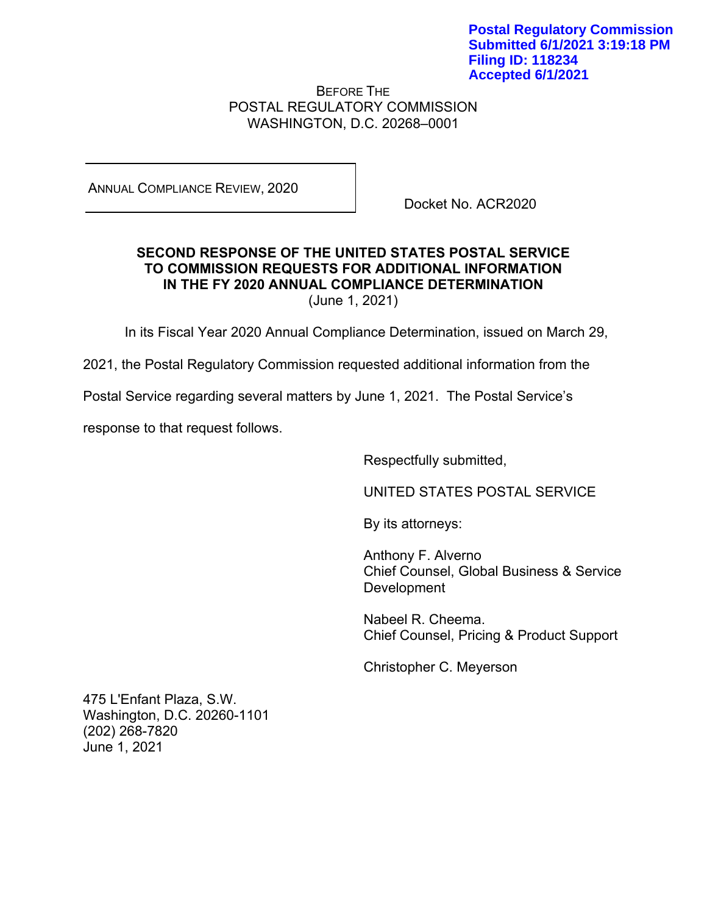**Postal Regulatory Commission**
**Submitted 6/1/2021 3:19:18 PM**
**Filing ID: 118234**
**Accepted 6/1/2021**

BEFORE THE
POSTAL REGULATORY COMMISSION
WASHINGTON, D.C. 20268–0001

| ANNUAL COMPLIANCE REVIEW, 2020 | Docket No. ACR2020 |
| --- | --- |

**SECOND RESPONSE OF THE UNITED STATES POSTAL SERVICE TO COMMISSION REQUESTS FOR ADDITIONAL INFORMATION IN THE FY 2020 ANNUAL COMPLIANCE DETERMINATION**
(June 1, 2021)

In its Fiscal Year 2020 Annual Compliance Determination, issued on March 29, 2021, the Postal Regulatory Commission requested additional information from the Postal Service regarding several matters by June 1, 2021. The Postal Service's response to that request follows.

Respectfully submitted,

UNITED STATES POSTAL SERVICE

By its attorneys:

Anthony F. Alverno
Chief Counsel, Global Business & Service Development

Nabeel R. Cheema.
Chief Counsel, Pricing & Product Support

Christopher C. Meyerson

475 L'Enfant Plaza, S.W.
Washington, D.C. 20260-1101
(202) 268-7820
June 1, 2021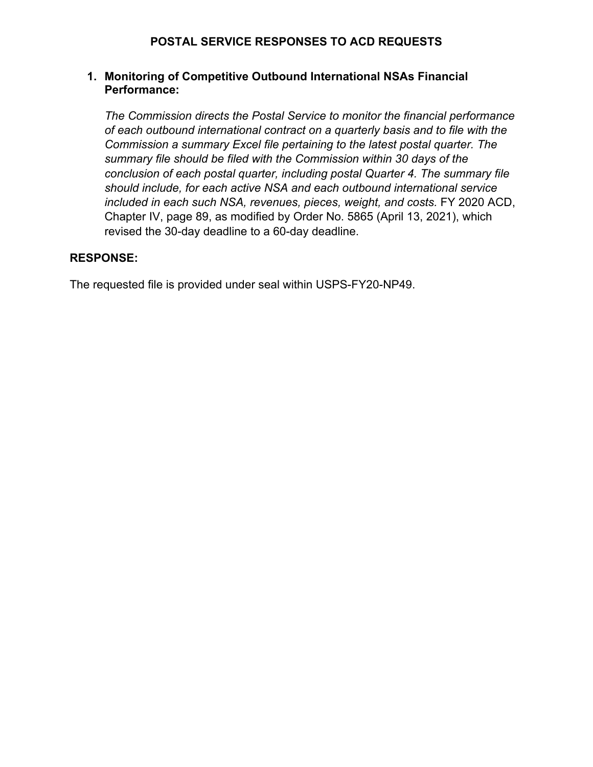## POSTAL SERVICE RESPONSES TO ACD REQUESTS

1. **Monitoring of Competitive Outbound International NSAs Financial Performance:**

   *The Commission directs the Postal Service to monitor the financial performance of each outbound international contract on a quarterly basis and to file with the Commission a summary Excel file pertaining to the latest postal quarter. The summary file should be filed with the Commission within 30 days of the conclusion of each postal quarter, including postal Quarter 4. The summary file should include, for each active NSA and each outbound international service included in each such NSA, revenues, pieces, weight, and costs.* FY 2020 ACD, Chapter IV, page 89, as modified by Order No. 5865 (April 13, 2021), which revised the 30-day deadline to a 60-day deadline.

**RESPONSE:**

The requested file is provided under seal within USPS-FY20-NP49.